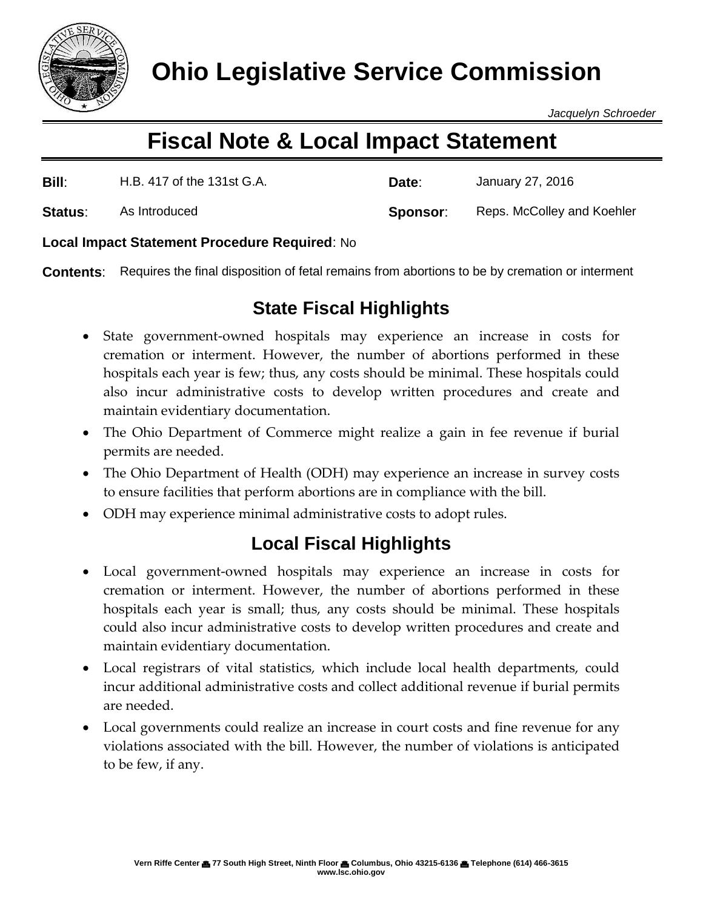# Ohio Legislative Service Commission

*Jacquelyn Schroeder*

## Fiscal Note & Local Impact Statement

**Bill**: H.B. 417 of the 131st G.A.

**Date**: January 27, 2016

**Status**: As Introduced

**Sponsor**: Reps. McColley and Koehler

**Local Impact Statement Procedure Required**: No

**Contents**: Requires the final disposition of fetal remains from abortions to be by cremation or interment

### State Fiscal Highlights

- State government-owned hospitals may experience an increase in costs for cremation or interment. However, the number of abortions performed in these hospitals each year is few; thus, any costs should be minimal. These hospitals could also incur administrative costs to develop written procedures and create and maintain evidentiary documentation.
- The Ohio Department of Commerce might realize a gain in fee revenue if burial permits are needed.
- The Ohio Department of Health (ODH) may experience an increase in survey costs to ensure facilities that perform abortions are in compliance with the bill.
- ODH may experience minimal administrative costs to adopt rules.

### Local Fiscal Highlights

- Local government-owned hospitals may experience an increase in costs for cremation or interment. However, the number of abortions performed in these hospitals each year is small; thus, any costs should be minimal. These hospitals could also incur administrative costs to develop written procedures and create and maintain evidentiary documentation.
- Local registrars of vital statistics, which include local health departments, could incur additional administrative costs and collect additional revenue if burial permits are needed.
- Local governments could realize an increase in court costs and fine revenue for any violations associated with the bill. However, the number of violations is anticipated to be few, if any.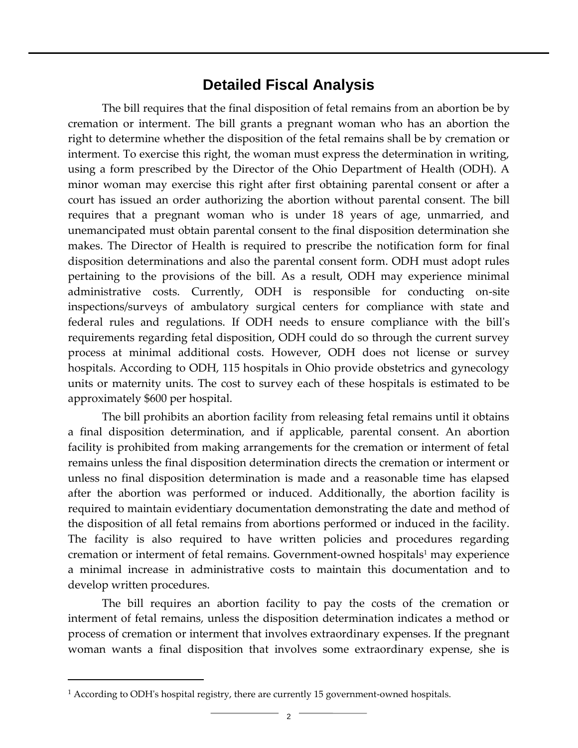## Detailed Fiscal Analysis

The bill requires that the final disposition of fetal remains from an abortion be by cremation or interment. The bill grants a pregnant woman who has an abortion the right to determine whether the disposition of the fetal remains shall be by cremation or interment. To exercise this right, the woman must express the determination in writing, using a form prescribed by the Director of the Ohio Department of Health (ODH). A minor woman may exercise this right after first obtaining parental consent or after a court has issued an order authorizing the abortion without parental consent. The bill requires that a pregnant woman who is under 18 years of age, unmarried, and unemancipated must obtain parental consent to the final disposition determination she makes. The Director of Health is required to prescribe the notification form for final disposition determinations and also the parental consent form. ODH must adopt rules pertaining to the provisions of the bill. As a result, ODH may experience minimal administrative costs. Currently, ODH is responsible for conducting on-site inspections/surveys of ambulatory surgical centers for compliance with state and federal rules and regulations. If ODH needs to ensure compliance with the bill's requirements regarding fetal disposition, ODH could do so through the current survey process at minimal additional costs. However, ODH does not license or survey hospitals. According to ODH, 115 hospitals in Ohio provide obstetrics and gynecology units or maternity units. The cost to survey each of these hospitals is estimated to be approximately $600 per hospital.

The bill prohibits an abortion facility from releasing fetal remains until it obtains a final disposition determination, and if applicable, parental consent. An abortion facility is prohibited from making arrangements for the cremation or interment of fetal remains unless the final disposition determination directs the cremation or interment or unless no final disposition determination is made and a reasonable time has elapsed after the abortion was performed or induced. Additionally, the abortion facility is required to maintain evidentiary documentation demonstrating the date and method of the disposition of all fetal remains from abortions performed or induced in the facility. The facility is also required to have written policies and procedures regarding cremation or interment of fetal remains. Government-owned hospitals[1] may experience a minimal increase in administrative costs to maintain this documentation and to develop written procedures.

The bill requires an abortion facility to pay the costs of the cremation or interment of fetal remains, unless the disposition determination indicates a method or process of cremation or interment that involves extraordinary expenses. If the pregnant woman wants a final disposition that involves some extraordinary expense, she is

[1] According to ODH's hospital registry, there are currently 15 government-owned hospitals.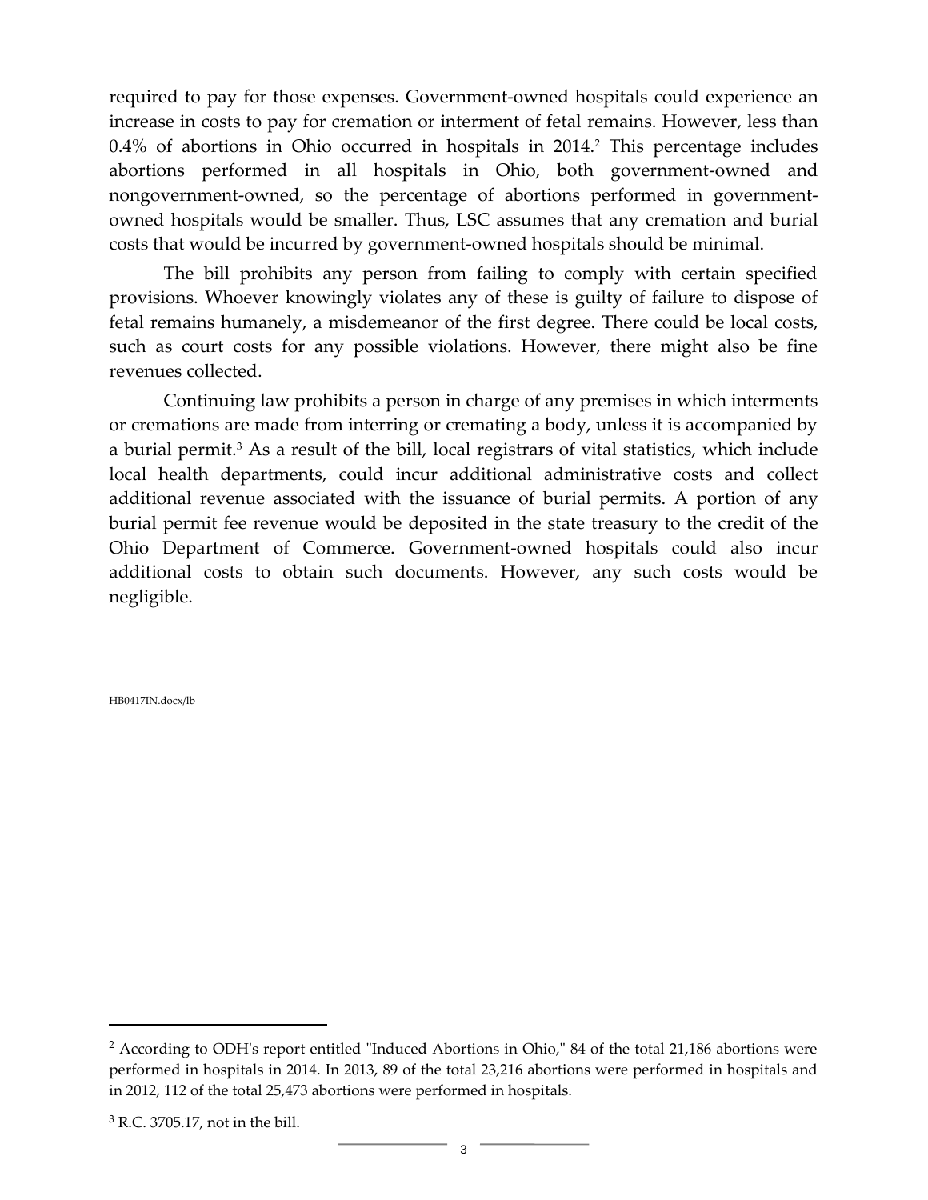required to pay for those expenses. Government-owned hospitals could experience an increase in costs to pay for cremation or interment of fetal remains. However, less than 0.4% of abortions in Ohio occurred in hospitals in 2014.[2] This percentage includes abortions performed in all hospitals in Ohio, both government-owned and nongovernment-owned, so the percentage of abortions performed in government-owned hospitals would be smaller. Thus, LSC assumes that any cremation and burial costs that would be incurred by government-owned hospitals should be minimal.

The bill prohibits any person from failing to comply with certain specified provisions. Whoever knowingly violates any of these is guilty of failure to dispose of fetal remains humanely, a misdemeanor of the first degree. There could be local costs, such as court costs for any possible violations. However, there might also be fine revenues collected.

Continuing law prohibits a person in charge of any premises in which interments or cremations are made from interring or cremating a body, unless it is accompanied by a burial permit.[3] As a result of the bill, local registrars of vital statistics, which include local health departments, could incur additional administrative costs and collect additional revenue associated with the issuance of burial permits. A portion of any burial permit fee revenue would be deposited in the state treasury to the credit of the Ohio Department of Commerce. Government-owned hospitals could also incur additional costs to obtain such documents. However, any such costs would be negligible.

HB0417IN.docx/lb

---

[2] According to ODH's report entitled "Induced Abortions in Ohio," 84 of the total 21,186 abortions were performed in hospitals in 2014. In 2013, 89 of the total 23,216 abortions were performed in hospitals and in 2012, 112 of the total 25,473 abortions were performed in hospitals.

[3] R.C. 3705.17, not in the bill.